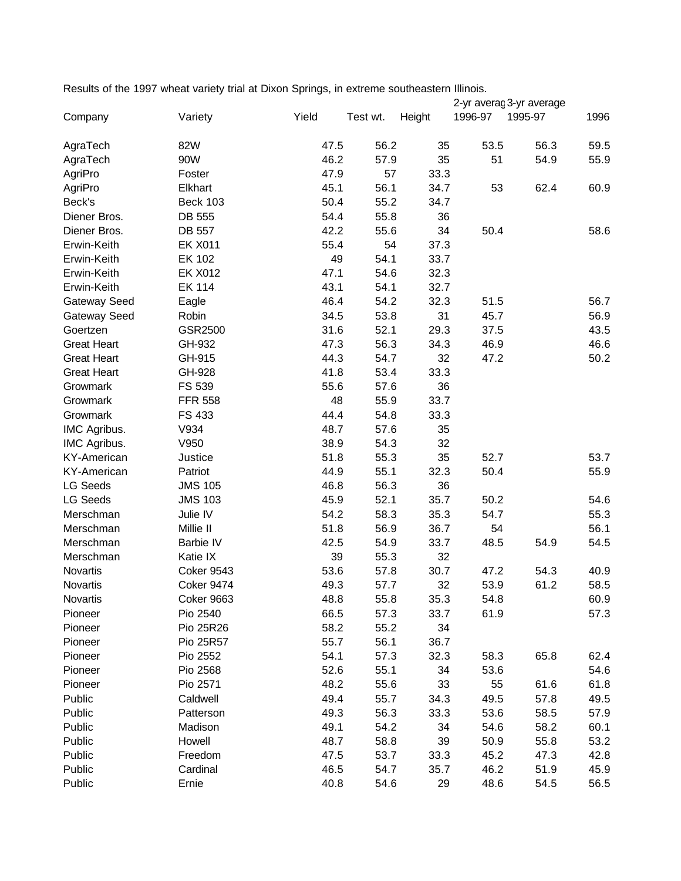Results of the 1997 wheat variety trial at Dixon Springs, in extreme southeastern Illinois.

| Company | Variety | Yield | Test wt. | Height | 2-yr average 1996-97 | 3-yr average 1995-97 | 1996 |
|---|---|---|---|---|---|---|---|
| AgraTech | 82W | 47.5 | 56.2 | 35 | 53.5 | 56.3 | 59.5 |
| AgraTech | 90W | 46.2 | 57.9 | 35 | 51 | 54.9 | 55.9 |
| AgriPro | Foster | 47.9 | 57 | 33.3 | | | |
| AgriPro | Elkhart | 45.1 | 56.1 | 34.7 | 53 | 62.4 | 60.9 |
| Beck's | Beck 103 | 50.4 | 55.2 | 34.7 | | | |
| Diener Bros. | DB 555 | 54.4 | 55.8 | 36 | | | |
| Diener Bros. | DB 557 | 42.2 | 55.6 | 34 | 50.4 | | 58.6 |
| Erwin-Keith | EK X011 | 55.4 | 54 | 37.3 | | | |
| Erwin-Keith | EK 102 | 49 | 54.1 | 33.7 | | | |
| Erwin-Keith | EK X012 | 47.1 | 54.6 | 32.3 | | | |
| Erwin-Keith | EK 114 | 43.1 | 54.1 | 32.7 | | | |
| Gateway Seed | Eagle | 46.4 | 54.2 | 32.3 | 51.5 | | 56.7 |
| Gateway Seed | Robin | 34.5 | 53.8 | 31 | 45.7 | | 56.9 |
| Goertzen | GSR2500 | 31.6 | 52.1 | 29.3 | 37.5 | | 43.5 |
| Great Heart | GH-932 | 47.3 | 56.3 | 34.3 | 46.9 | | 46.6 |
| Great Heart | GH-915 | 44.3 | 54.7 | 32 | 47.2 | | 50.2 |
| Great Heart | GH-928 | 41.8 | 53.4 | 33.3 | | | |
| Growmark | FS 539 | 55.6 | 57.6 | 36 | | | |
| Growmark | FFR 558 | 48 | 55.9 | 33.7 | | | |
| Growmark | FS 433 | 44.4 | 54.8 | 33.3 | | | |
| IMC Agribus. | V934 | 48.7 | 57.6 | 35 | | | |
| IMC Agribus. | V950 | 38.9 | 54.3 | 32 | | | |
| KY-American | Justice | 51.8 | 55.3 | 35 | 52.7 | | 53.7 |
| KY-American | Patriot | 44.9 | 55.1 | 32.3 | 50.4 | | 55.9 |
| LG Seeds | JMS 105 | 46.8 | 56.3 | 36 | | | |
| LG Seeds | JMS 103 | 45.9 | 52.1 | 35.7 | 50.2 | | 54.6 |
| Merschman | Julie IV | 54.2 | 58.3 | 35.3 | 54.7 | | 55.3 |
| Merschman | Millie II | 51.8 | 56.9 | 36.7 | 54 | | 56.1 |
| Merschman | Barbie IV | 42.5 | 54.9 | 33.7 | 48.5 | 54.9 | 54.5 |
| Merschman | Katie IX | 39 | 55.3 | 32 | | | |
| Novartis | Coker 9543 | 53.6 | 57.8 | 30.7 | 47.2 | 54.3 | 40.9 |
| Novartis | Coker 9474 | 49.3 | 57.7 | 32 | 53.9 | 61.2 | 58.5 |
| Novartis | Coker 9663 | 48.8 | 55.8 | 35.3 | 54.8 | | 60.9 |
| Pioneer | Pio 2540 | 66.5 | 57.3 | 33.7 | 61.9 | | 57.3 |
| Pioneer | Pio 25R26 | 58.2 | 55.2 | 34 | | | |
| Pioneer | Pio 25R57 | 55.7 | 56.1 | 36.7 | | | |
| Pioneer | Pio 2552 | 54.1 | 57.3 | 32.3 | 58.3 | 65.8 | 62.4 |
| Pioneer | Pio 2568 | 52.6 | 55.1 | 34 | 53.6 | | 54.6 |
| Pioneer | Pio 2571 | 48.2 | 55.6 | 33 | 55 | 61.6 | 61.8 |
| Public | Caldwell | 49.4 | 55.7 | 34.3 | 49.5 | 57.8 | 49.5 |
| Public | Patterson | 49.3 | 56.3 | 33.3 | 53.6 | 58.5 | 57.9 |
| Public | Madison | 49.1 | 54.2 | 34 | 54.6 | 58.2 | 60.1 |
| Public | Howell | 48.7 | 58.8 | 39 | 50.9 | 55.8 | 53.2 |
| Public | Freedom | 47.5 | 53.7 | 33.3 | 45.2 | 47.3 | 42.8 |
| Public | Cardinal | 46.5 | 54.7 | 35.7 | 46.2 | 51.9 | 45.9 |
| Public | Ernie | 40.8 | 54.6 | 29 | 48.6 | 54.5 | 56.5 |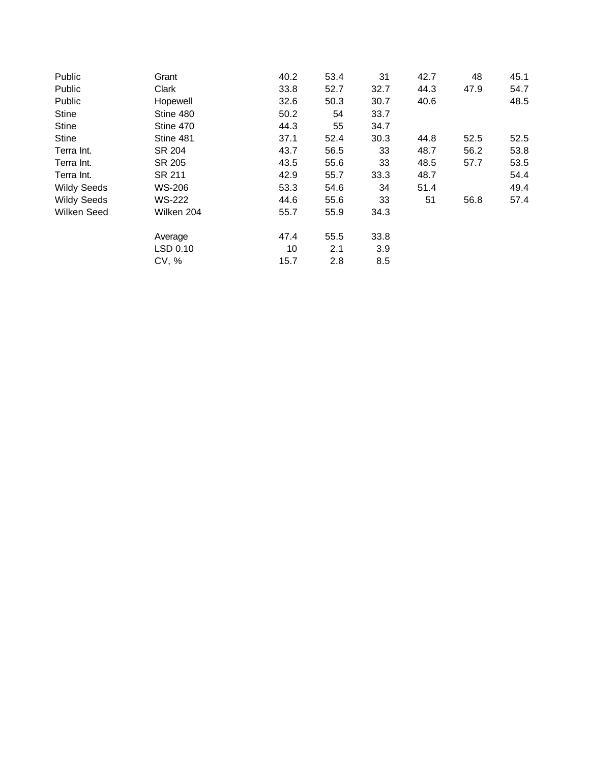| | | | | | | | |
|---|---|---|---|---|---|---|---|
| Public | Grant | 40.2 | 53.4 | 31 | 42.7 | 48 | 45.1 |
| Public | Clark | 33.8 | 52.7 | 32.7 | 44.3 | 47.9 | 54.7 |
| Public | Hopewell | 32.6 | 50.3 | 30.7 | 40.6 | | 48.5 |
| Stine | Stine 480 | 50.2 | 54 | 33.7 | | | |
| Stine | Stine 470 | 44.3 | 55 | 34.7 | | | |
| Stine | Stine 481 | 37.1 | 52.4 | 30.3 | 44.8 | 52.5 | 52.5 |
| Terra Int. | SR 204 | 43.7 | 56.5 | 33 | 48.7 | 56.2 | 53.8 |
| Terra Int. | SR 205 | 43.5 | 55.6 | 33 | 48.5 | 57.7 | 53.5 |
| Terra Int. | SR 211 | 42.9 | 55.7 | 33.3 | 48.7 | | 54.4 |
| Wildy Seeds | WS-206 | 53.3 | 54.6 | 34 | 51.4 | | 49.4 |
| Wildy Seeds | WS-222 | 44.6 | 55.6 | 33 | 51 | 56.8 | 57.4 |
| Wilken Seed | Wilken 204 | 55.7 | 55.9 | 34.3 | | | |
| | | | | | | | |
| | Average | 47.4 | 55.5 | 33.8 | | | |
| | LSD 0.10 | 10 | 2.1 | 3.9 | | | |
| | CV, % | 15.7 | 2.8 | 8.5 | | | |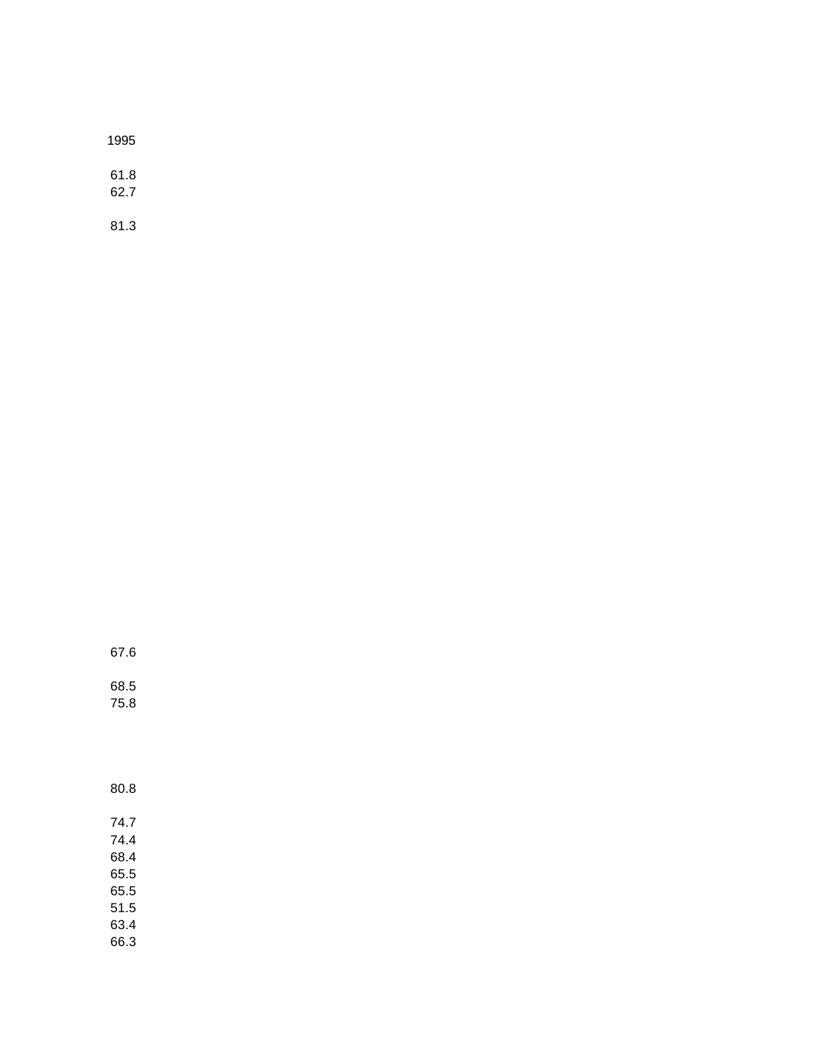1995

61.8
62.7

81.3

67.6

68.5
75.8

80.8

74.7
74.4
68.4
65.5
65.5
51.5
63.4
66.3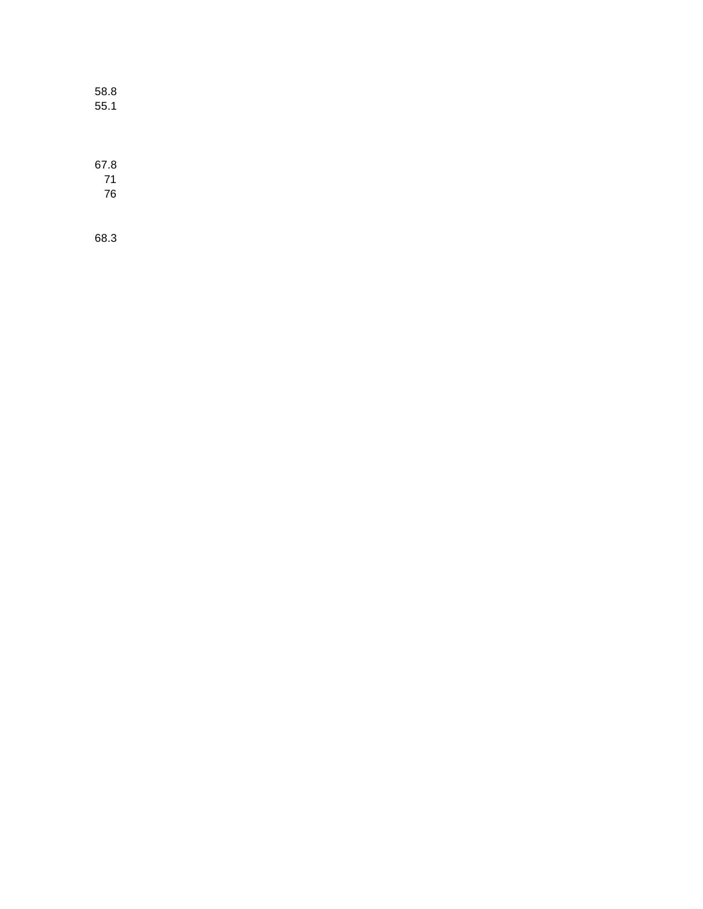58.8
55.1

67.8
71
76

68.3